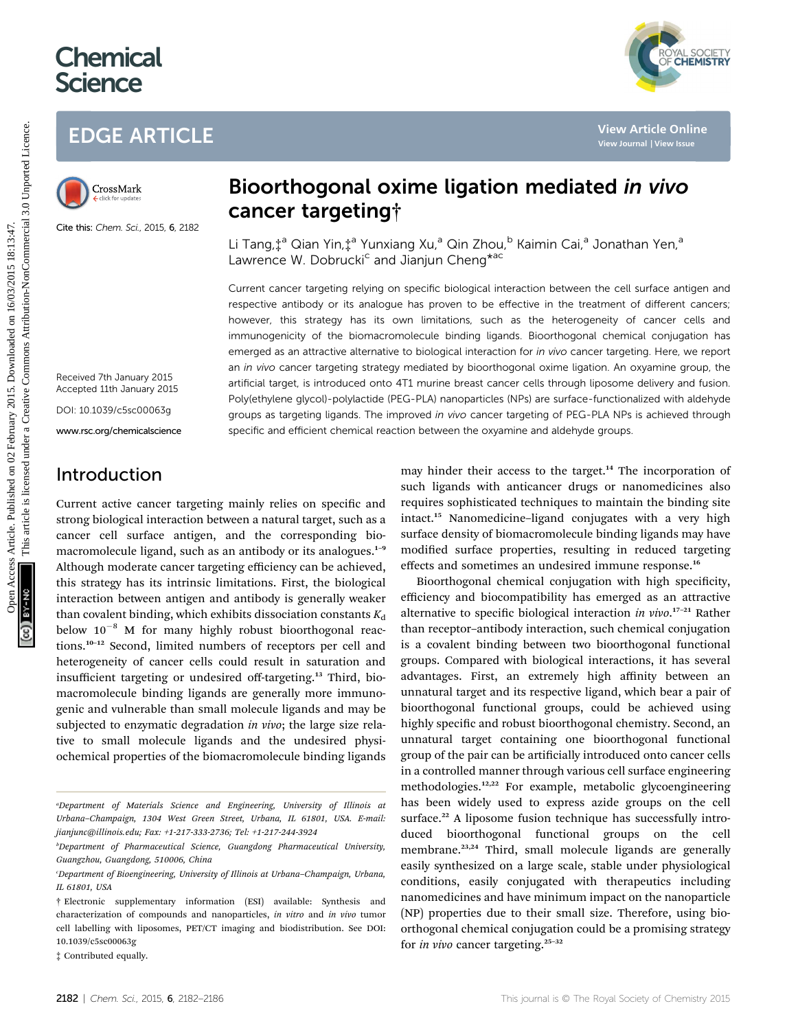# Chemical Science

## EDGE ARTICLE

Cite this: *Chem. Sci.*, 2015, **6**, 2182

Received 7th January 2015
Accepted 11th January 2015

DOI: 10.1039/c5sc00063g

www.rsc.org/chemicalscience

# Bioorthogonal oxime ligation mediated *in vivo* cancer targeting†

Li Tang,‡[a] Qian Yin,‡[a] Yunxiang Xu,[a] Qin Zhou,[b] Kaimin Cai,[a] Jonathan Yen,[a] Lawrence W. Dobrucki[c] and Jianjun Cheng*[ac]

Current cancer targeting relying on specific biological interaction between the cell surface antigen and respective antibody or its analogue has proven to be effective in the treatment of different cancers; however, this strategy has its own limitations, such as the heterogeneity of cancer cells and immunogenicity of the biomacromolecule binding ligands. Bioorthogonal chemical conjugation has emerged as an attractive alternative to biological interaction for *in vivo* cancer targeting. Here, we report an *in vivo* cancer targeting strategy mediated by bioorthogonal oxime ligation. An oxyamine group, the artificial target, is introduced onto 4T1 murine breast cancer cells through liposome delivery and fusion. Poly(ethylene glycol)-polylactide (PEG-PLA) nanoparticles (NPs) are surface-functionalized with aldehyde groups as targeting ligands. The improved *in vivo* cancer targeting of PEG-PLA NPs is achieved through specific and efficient chemical reaction between the oxyamine and aldehyde groups.

## Introduction

Current active cancer targeting mainly relies on specific and strong biological interaction between a natural target, such as a cancer cell surface antigen, and the corresponding biomacromolecule ligand, such as an antibody or its analogues.[1–9] Although moderate cancer targeting efficiency can be achieved, this strategy has its intrinsic limitations. First, the biological interaction between antigen and antibody is generally weaker than covalent binding, which exhibits dissociation constants $K_d$ below $10^{-8}$ M for many highly robust bioorthogonal reactions.[10–12] Second, limited numbers of receptors per cell and heterogeneity of cancer cells could result in saturation and insufficient targeting or undesired off-targeting.[13] Third, biomacromolecule binding ligands are generally more immunogenic and vulnerable than small molecule ligands and may be subjected to enzymatic degradation *in vivo*; the large size relative to small molecule ligands and the undesired physiochemical properties of the biomacromolecule binding ligands may hinder their access to the target.[14] The incorporation of such ligands with anticancer drugs or nanomedicines also requires sophisticated techniques to maintain the binding site intact.[15] Nanomedicine–ligand conjugates with a very high surface density of biomacromolecule binding ligands may have modified surface properties, resulting in reduced targeting effects and sometimes an undesired immune response.[16]

Bioorthogonal chemical conjugation with high specificity, efficiency and biocompatibility has emerged as an attractive alternative to specific biological interaction *in vivo*.[17–21] Rather than receptor–antibody interaction, such chemical conjugation is a covalent binding between two bioorthogonal functional groups. Compared with biological interactions, it has several advantages. First, an extremely high affinity between an unnatural target and its respective ligand, which bear a pair of bioorthogonal functional groups, could be achieved using highly specific and robust bioorthogonal chemistry. Second, an unnatural target containing one bioorthogonal functional group of the pair can be artificially introduced onto cancer cells in a controlled manner through various cell surface engineering methodologies.[12,22] For example, metabolic glycoengineering has been widely used to express azide groups on the cell surface.[22] A liposome fusion technique has successfully introduced bioorthogonal functional groups on the cell membrane.[23,24] Third, small molecule ligands are generally easily synthesized on a large scale, stable under physiological conditions, easily conjugated with therapeutics including nanomedicines and have minimum impact on the nanoparticle (NP) properties due to their small size. Therefore, using bioorthogonal chemical conjugation could be a promising strategy for *in vivo* cancer targeting.[25–32]

[a] Department of Materials Science and Engineering, University of Illinois at Urbana–Champaign, 1304 West Green Street, Urbana, IL 61801, USA. E-mail: jianjunc@illinois.edu; Fax: +1-217-333-2736; Tel: +1-217-244-3924

[b] Department of Pharmaceutical Science, Guangdong Pharmaceutical University, Guangzhou, Guangdong, 510006, China

[c] Department of Bioengineering, University of Illinois at Urbana–Champaign, Urbana, IL 61801, USA

† Electronic supplementary information (ESI) available: Synthesis and characterization of compounds and nanoparticles, *in vitro* and *in vivo* tumor cell labelling with liposomes, PET/CT imaging and biodistribution. See DOI: 10.1039/c5sc00063g

‡ Contributed equally.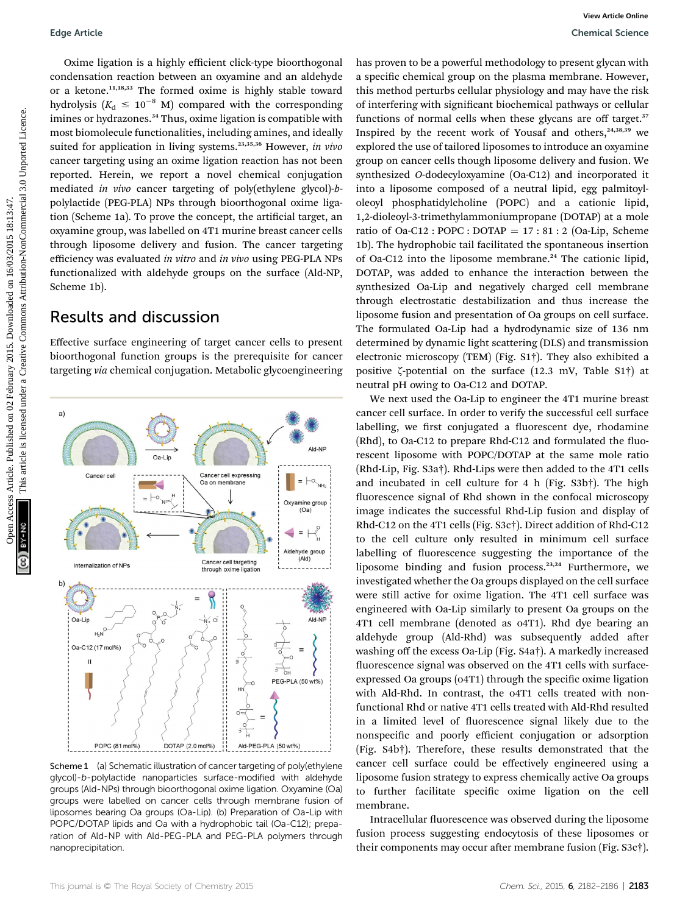Oxime ligation is a highly efficient click-type bioorthogonal condensation reaction between an oxyamine and an aldehyde or a ketone.[11,18,33] The formed oxime is highly stable toward hydrolysis ($K_d \leq 10^{-8}$ M) compared with the corresponding imines or hydrazones.[34] Thus, oxime ligation is compatible with most biomolecule functionalities, including amines, and ideally suited for application in living systems.[23,35,36] However, *in vivo* cancer targeting using an oxime ligation reaction has not been reported. Herein, we report a novel chemical conjugation mediated *in vivo* cancer targeting of poly(ethylene glycol)-*b*-polylactide (PEG-PLA) NPs through bioorthogonal oxime ligation (Scheme 1a). To prove the concept, the artificial target, an oxyamine group, was labelled on 4T1 murine breast cancer cells through liposome delivery and fusion. The cancer targeting efficiency was evaluated *in vitro* and *in vivo* using PEG-PLA NPs functionalized with aldehyde groups on the surface (Ald-NP, Scheme 1b).

## Results and discussion

Effective surface engineering of target cancer cells to present bioorthogonal function groups is the prerequisite for cancer targeting *via* chemical conjugation. Metabolic glycoengineering has proven to be a powerful methodology to present glycan with a specific chemical group on the plasma membrane. However, this method perturbs cellular physiology and may have the risk of interfering with significant biochemical pathways or cellular functions of normal cells when these glycans are off target.[37] Inspired by the recent work of Yousaf and others,[24,38,39] we explored the use of tailored liposomes to introduce an oxyamine group on cancer cells though liposome delivery and fusion. We synthesized *O*-dodecyloxyamine (Oa-C12) and incorporated it into a liposome composed of a neutral lipid, egg palmitoyl-oleoyl phosphatidylcholine (POPC) and a cationic lipid, 1,2-dioleoyl-3-trimethylammoniumpropane (DOTAP) at a mole ratio of Oa-C12 : POPC : DOTAP = 17 : 81 : 2 (Oa-Lip, Scheme 1b). The hydrophobic tail facilitated the spontaneous insertion of Oa-C12 into the liposome membrane.[24] The cationic lipid, DOTAP, was added to enhance the interaction between the synthesized Oa-Lip and negatively charged cell membrane through electrostatic destabilization and thus increase the liposome fusion and presentation of Oa groups on cell surface. The formulated Oa-Lip had a hydrodynamic size of 136 nm determined by dynamic light scattering (DLS) and transmission electronic microscopy (TEM) (Fig. S1†). They also exhibited a positive ζ-potential on the surface (12.3 mV, Table S1†) at neutral pH owing to Oa-C12 and DOTAP.

Scheme 1 (a) Schematic illustration of cancer targeting of poly(ethylene glycol)-*b*-polylactide nanoparticles surface-modified with aldehyde groups (Ald-NPs) through bioorthogonal oxime ligation. Oxyamine (Oa) groups were labelled on cancer cells through membrane fusion of liposomes bearing Oa groups (Oa-Lip). (b) Preparation of Oa-Lip with POPC/DOTAP lipids and Oa with a hydrophobic tail (Oa-C12); preparation of Ald-NP with Ald-PEG-PLA and PEG-PLA polymers through nanoprecipitation.

We next used the Oa-Lip to engineer the 4T1 murine breast cancer cell surface. In order to verify the successful cell surface labelling, we first conjugated a fluorescent dye, rhodamine (Rhd), to Oa-C12 to prepare Rhd-C12 and formulated the fluorescent liposome with POPC/DOTAP at the same mole ratio (Rhd-Lip, Fig. S3a†). Rhd-Lips were then added to the 4T1 cells and incubated in cell culture for 4 h (Fig. S3b†). The high fluorescence signal of Rhd shown in the confocal microscopy image indicates the successful Rhd-Lip fusion and display of Rhd-C12 on the 4T1 cells (Fig. S3c†). Direct addition of Rhd-C12 to the cell culture only resulted in minimum cell surface labelling of fluorescence suggesting the importance of the liposome binding and fusion process.[23,24] Furthermore, we investigated whether the Oa groups displayed on the cell surface were still active for oxime ligation. The 4T1 cell surface was engineered with Oa-Lip similarly to present Oa groups on the 4T1 cell membrane (denoted as o4T1). Rhd dye bearing an aldehyde group (Ald-Rhd) was subsequently added after washing off the excess Oa-Lip (Fig. S4a†). A markedly increased fluorescence signal was observed on the 4T1 cells with surface-expressed Oa groups (o4T1) through the specific oxime ligation with Ald-Rhd. In contrast, the o4T1 cells treated with non-functional Rhd or native 4T1 cells treated with Ald-Rhd resulted in a limited level of fluorescence signal likely due to the nonspecific and poorly efficient conjugation or adsorption (Fig. S4b†). Therefore, these results demonstrated that the cancer cell surface could be effectively engineered using a liposome fusion strategy to express chemically active Oa groups to further facilitate specific oxime ligation on the cell membrane.

Intracellular fluorescence was observed during the liposome fusion process suggesting endocytosis of these liposomes or their components may occur after membrane fusion (Fig. S3c†).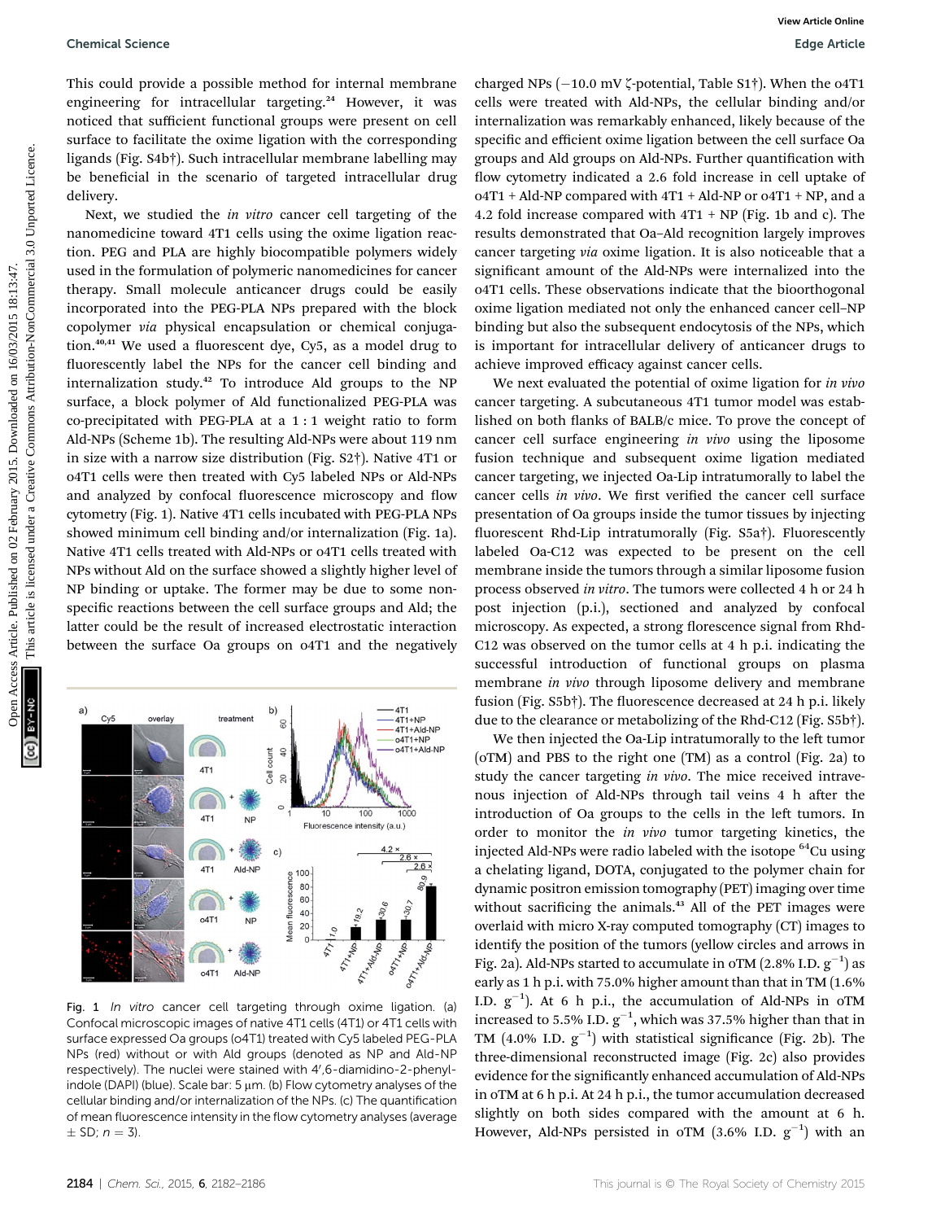This could provide a possible method for internal membrane engineering for intracellular targeting.[24] However, it was noticed that sufficient functional groups were present on cell surface to facilitate the oxime ligation with the corresponding ligands (Fig. S4b†). Such intracellular membrane labelling may be beneficial in the scenario of targeted intracellular drug delivery.

Next, we studied the *in vitro* cancer cell targeting of the nanomedicine toward 4T1 cells using the oxime ligation reaction. PEG and PLA are highly biocompatible polymers widely used in the formulation of polymeric nanomedicines for cancer therapy. Small molecule anticancer drugs could be easily incorporated into the PEG-PLA NPs prepared with the block copolymer *via* physical encapsulation or chemical conjugation.[40,41] We used a fluorescent dye, Cy5, as a model drug to fluorescently label the NPs for the cancer cell binding and internalization study.[42] To introduce Ald groups to the NP surface, a block polymer of Ald functionalized PEG-PLA was co-precipitated with PEG-PLA at a 1 : 1 weight ratio to form Ald-NPs (Scheme 1b). The resulting Ald-NPs were about 119 nm in size with a narrow size distribution (Fig. S2†). Native 4T1 or o4T1 cells were then treated with Cy5 labeled NPs or Ald-NPs and analyzed by confocal fluorescence microscopy and flow cytometry (Fig. 1). Native 4T1 cells incubated with PEG-PLA NPs showed minimum cell binding and/or internalization (Fig. 1a). Native 4T1 cells treated with Ald-NPs or o4T1 cells treated with NPs without Ald on the surface showed a slightly higher level of NP binding or uptake. The former may be due to some non-specific reactions between the cell surface groups and Ald; the latter could be the result of increased electrostatic interaction between the surface Oa groups on o4T1 and the negatively charged NPs (−10.0 mV ζ-potential, Table S1†). When the o4T1 cells were treated with Ald-NPs, the cellular binding and/or internalization was remarkably enhanced, likely because of the specific and efficient oxime ligation between the cell surface Oa groups and Ald groups on Ald-NPs. Further quantification with flow cytometry indicated a 2.6 fold increase in cell uptake of o4T1 + Ald-NP compared with 4T1 + Ald-NP or o4T1 + NP, and a 4.2 fold increase compared with 4T1 + NP (Fig. 1b and c). The results demonstrated that Oa–Ald recognition largely improves cancer targeting *via* oxime ligation. It is also noticeable that a significant amount of the Ald-NPs were internalized into the o4T1 cells. These observations indicate that the bioorthogonal oxime ligation mediated not only the enhanced cancer cell–NP binding but also the subsequent endocytosis of the NPs, which is important for intracellular delivery of anticancer drugs to achieve improved efficacy against cancer cells.

Fig. 1 *In vitro* cancer cell targeting through oxime ligation. (a) Confocal microscopic images of native 4T1 cells (4T1) or 4T1 cells with surface expressed Oa groups (o4T1) treated with Cy5 labeled PEG-PLA NPs (red) without or with Ald groups (denoted as NP and Ald-NP respectively). The nuclei were stained with 4′,6-diamidino-2-phenylindole (DAPI) (blue). Scale bar: 5 μm. (b) Flow cytometry analyses of the cellular binding and/or internalization of the NPs. (c) The quantification of mean fluorescence intensity in the flow cytometry analyses (average ± SD; $n = 3$).

We next evaluated the potential of oxime ligation for *in vivo* cancer targeting. A subcutaneous 4T1 tumor model was established on both flanks of BALB/c mice. To prove the concept of cancer cell surface engineering *in vivo* using the liposome fusion technique and subsequent oxime ligation mediated cancer targeting, we injected Oa-Lip intratumorally to label the cancer cells *in vivo*. We first verified the cancer cell surface presentation of Oa groups inside the tumor tissues by injecting fluorescent Rhd-Lip intratumorally (Fig. S5a†). Fluorescently labeled Oa-C12 was expected to be present on the cell membrane inside the tumors through a similar liposome fusion process observed *in vitro*. The tumors were collected 4 h or 24 h post injection (p.i.), sectioned and analyzed by confocal microscopy. As expected, a strong florescence signal from Rhd-C12 was observed on the tumor cells at 4 h p.i. indicating the successful introduction of functional groups on plasma membrane *in vivo* through liposome delivery and membrane fusion (Fig. S5b†). The fluorescence decreased at 24 h p.i. likely due to the clearance or metabolizing of the Rhd-C12 (Fig. S5b†).

We then injected the Oa-Lip intratumorally to the left tumor (oTM) and PBS to the right one (TM) as a control (Fig. 2a) to study the cancer targeting *in vivo*. The mice received intravenous injection of Ald-NPs through tail veins 4 h after the introduction of Oa groups to the cells in the left tumors. In order to monitor the *in vivo* tumor targeting kinetics, the injected Ald-NPs were radio labeled with the isotope $^{64}$Cu using a chelating ligand, DOTA, conjugated to the polymer chain for dynamic positron emission tomography (PET) imaging over time without sacrificing the animals.[43] All of the PET images were overlaid with micro X-ray computed tomography (CT) images to identify the position of the tumors (yellow circles and arrows in Fig. 2a). Ald-NPs started to accumulate in oTM (2.8% I.D. $g^{-1}$) as early as 1 h p.i. with 75.0% higher amount than that in TM (1.6% I.D. $g^{-1}$). At 6 h p.i., the accumulation of Ald-NPs in oTM increased to 5.5% I.D. $g^{-1}$, which was 37.5% higher than that in TM (4.0% I.D. $g^{-1}$) with statistical significance (Fig. 2b). The three-dimensional reconstructed image (Fig. 2c) also provides evidence for the significantly enhanced accumulation of Ald-NPs in oTM at 6 h p.i. At 24 h p.i., the tumor accumulation decreased slightly on both sides compared with the amount at 6 h. However, Ald-NPs persisted in oTM (3.6% I.D. $g^{-1}$) with an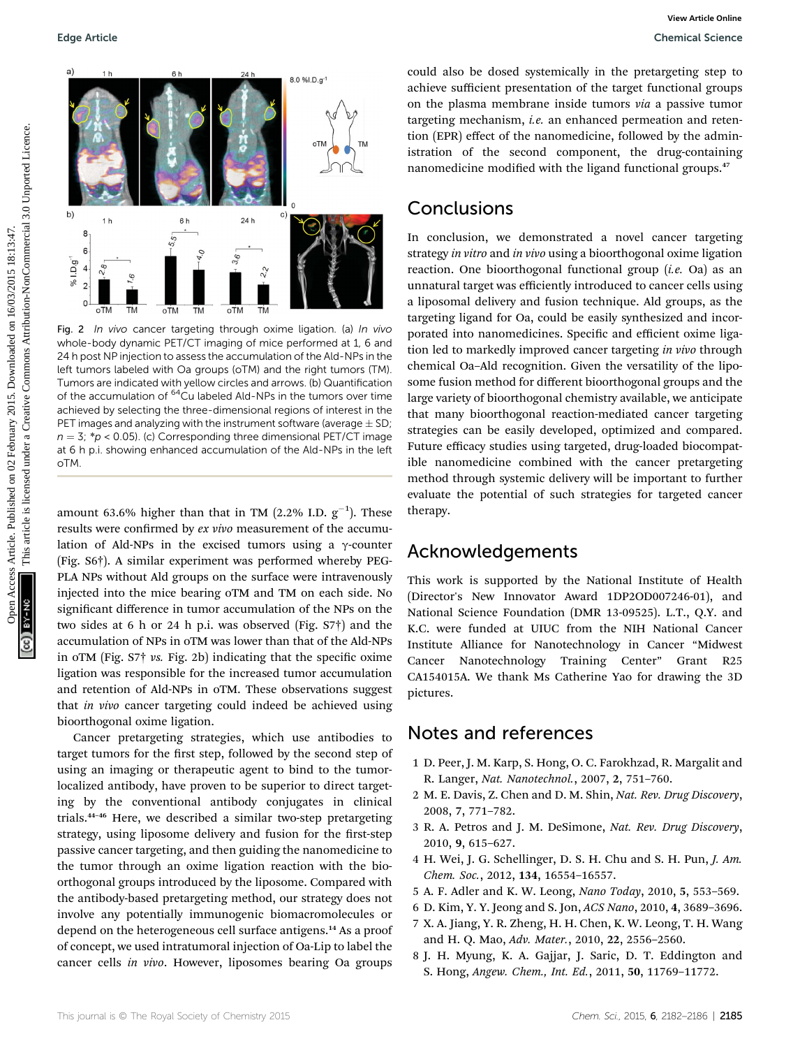Fig. 2 *In vivo* cancer targeting through oxime ligation. (a) *In vivo* whole-body dynamic PET/CT imaging of mice performed at 1, 6 and 24 h post NP injection to assess the accumulation of the Ald-NPs in the left tumors labeled with Oa groups (oTM) and the right tumors (TM). Tumors are indicated with yellow circles and arrows. (b) Quantification of the accumulation of $^{64}$Cu labeled Ald-NPs in the tumors over time achieved by selecting the three-dimensional regions of interest in the PET images and analyzing with the instrument software (average ± SD; $n = 3$; \*$p < 0.05$). (c) Corresponding three dimensional PET/CT image at 6 h p.i. showing enhanced accumulation of the Ald-NPs in the left oTM.

amount 63.6% higher than that in TM (2.2% I.D. $g^{-1}$). These results were confirmed by *ex vivo* measurement of the accumulation of Ald-NPs in the excised tumors using a γ-counter (Fig. S6†). A similar experiment was performed whereby PEG-PLA NPs without Ald groups on the surface were intravenously injected into the mice bearing oTM and TM on each side. No significant difference in tumor accumulation of the NPs on the two sides at 6 h or 24 h p.i. was observed (Fig. S7†) and the accumulation of NPs in oTM was lower than that of the Ald-NPs in oTM (Fig. S7† *vs.* Fig. 2b) indicating that the specific oxime ligation was responsible for the increased tumor accumulation and retention of Ald-NPs in oTM. These observations suggest that *in vivo* cancer targeting could indeed be achieved using bioorthogonal oxime ligation.

Cancer pretargeting strategies, which use antibodies to target tumors for the first step, followed by the second step of using an imaging or therapeutic agent to bind to the tumor-localized antibody, have proven to be superior to direct targeting by the conventional antibody conjugates in clinical trials.[44–46] Here, we described a similar two-step pretargeting strategy, using liposome delivery and fusion for the first-step passive cancer targeting, and then guiding the nanomedicine to the tumor through an oxime ligation reaction with the bioorthogonal groups introduced by the liposome. Compared with the antibody-based pretargeting method, our strategy does not involve any potentially immunogenic biomacromolecules or depend on the heterogeneous cell surface antigens.[14] As a proof of concept, we used intratumoral injection of Oa-Lip to label the cancer cells *in vivo*. However, liposomes bearing Oa groups could also be dosed systemically in the pretargeting step to achieve sufficient presentation of the target functional groups on the plasma membrane inside tumors *via* a passive tumor targeting mechanism, *i.e.* an enhanced permeation and retention (EPR) effect of the nanomedicine, followed by the administration of the second component, the drug-containing nanomedicine modified with the ligand functional groups.[47]

## Conclusions

In conclusion, we demonstrated a novel cancer targeting strategy *in vitro* and *in vivo* using a bioorthogonal oxime ligation reaction. One bioorthogonal functional group (*i.e.* Oa) as an unnatural target was efficiently introduced to cancer cells using a liposomal delivery and fusion technique. Ald groups, as the targeting ligand for Oa, could be easily synthesized and incorporated into nanomedicines. Specific and efficient oxime ligation led to markedly improved cancer targeting *in vivo* through chemical Oa–Ald recognition. Given the versatility of the liposome fusion method for different bioorthogonal groups and the large variety of bioorthogonal chemistry available, we anticipate that many bioorthogonal reaction-mediated cancer targeting strategies can be easily developed, optimized and compared. Future efficacy studies using targeted, drug-loaded biocompatible nanomedicine combined with the cancer pretargeting method through systemic delivery will be important to further evaluate the potential of such strategies for targeted cancer therapy.

## Acknowledgements

This work is supported by the National Institute of Health (Director's New Innovator Award 1DP2OD007246-01), and National Science Foundation (DMR 13-09525). L.T., Q.Y. and K.C. were funded at UIUC from the NIH National Cancer Institute Alliance for Nanotechnology in Cancer "Midwest Cancer Nanotechnology Training Center" Grant R25 CA154015A. We thank Ms Catherine Yao for drawing the 3D pictures.

## Notes and references

1 D. Peer, J. M. Karp, S. Hong, O. C. Farokhzad, R. Margalit and R. Langer, *Nat. Nanotechnol.*, 2007, **2**, 751–760.
2 M. E. Davis, Z. Chen and D. M. Shin, *Nat. Rev. Drug Discovery*, 2008, **7**, 771–782.
3 R. A. Petros and J. M. DeSimone, *Nat. Rev. Drug Discovery*, 2010, **9**, 615–627.
4 H. Wei, J. G. Schellinger, D. S. H. Chu and S. H. Pun, *J. Am. Chem. Soc.*, 2012, **134**, 16554–16557.
5 A. F. Adler and K. W. Leong, *Nano Today*, 2010, **5**, 553–569.
6 D. Kim, Y. Y. Jeong and S. Jon, *ACS Nano*, 2010, **4**, 3689–3696.
7 X. A. Jiang, Y. R. Zheng, H. H. Chen, K. W. Leong, T. H. Wang and H. Q. Mao, *Adv. Mater.*, 2010, **22**, 2556–2560.
8 J. H. Myung, K. A. Gajjar, J. Saric, D. T. Eddington and S. Hong, *Angew. Chem., Int. Ed.*, 2011, **50**, 11769–11772.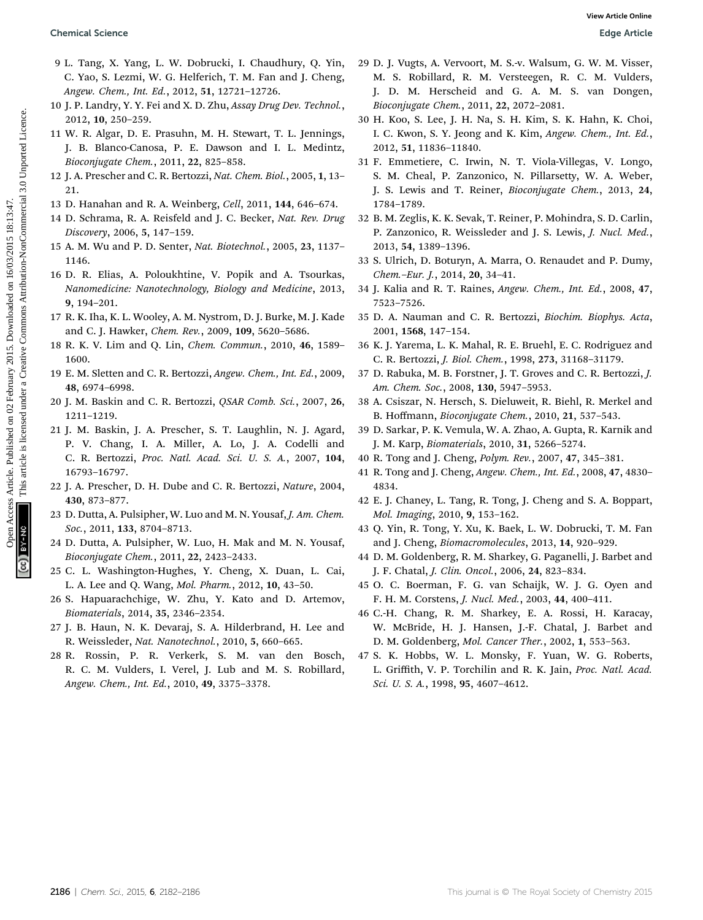9 L. Tang, X. Yang, L. W. Dobrucki, I. Chaudhury, Q. Yin, C. Yao, S. Lezmi, W. G. Helferich, T. M. Fan and J. Cheng, *Angew. Chem., Int. Ed.*, 2012, **51**, 12721–12726.

10 J. P. Landry, Y. Y. Fei and X. D. Zhu, *Assay Drug Dev. Technol.*, 2012, **10**, 250–259.

11 W. R. Algar, D. E. Prasuhn, M. H. Stewart, T. L. Jennings, J. B. Blanco-Canosa, P. E. Dawson and I. L. Medintz, *Bioconjugate Chem.*, 2011, **22**, 825–858.

12 J. A. Prescher and C. R. Bertozzi, *Nat. Chem. Biol.*, 2005, **1**, 13–21.

13 D. Hanahan and R. A. Weinberg, *Cell*, 2011, **144**, 646–674.

14 D. Schrama, R. A. Reisfeld and J. C. Becker, *Nat. Rev. Drug Discovery*, 2006, **5**, 147–159.

15 A. M. Wu and P. D. Senter, *Nat. Biotechnol.*, 2005, **23**, 1137–1146.

16 D. R. Elias, A. Poloukhtine, V. Popik and A. Tsourkas, *Nanomedicine: Nanotechnology, Biology and Medicine*, 2013, **9**, 194–201.

17 R. K. Iha, K. L. Wooley, A. M. Nystrom, D. J. Burke, M. J. Kade and C. J. Hawker, *Chem. Rev.*, 2009, **109**, 5620–5686.

18 R. K. V. Lim and Q. Lin, *Chem. Commun.*, 2010, **46**, 1589–1600.

19 E. M. Sletten and C. R. Bertozzi, *Angew. Chem., Int. Ed.*, 2009, **48**, 6974–6998.

20 J. M. Baskin and C. R. Bertozzi, *QSAR Comb. Sci.*, 2007, **26**, 1211–1219.

21 J. M. Baskin, J. A. Prescher, S. T. Laughlin, N. J. Agard, P. V. Chang, I. A. Miller, A. Lo, J. A. Codelli and C. R. Bertozzi, *Proc. Natl. Acad. Sci. U. S. A.*, 2007, **104**, 16793–16797.

22 J. A. Prescher, D. H. Dube and C. R. Bertozzi, *Nature*, 2004, **430**, 873–877.

23 D. Dutta, A. Pulsipher, W. Luo and M. N. Yousaf, *J. Am. Chem. Soc.*, 2011, **133**, 8704–8713.

24 D. Dutta, A. Pulsipher, W. Luo, H. Mak and M. N. Yousaf, *Bioconjugate Chem.*, 2011, **22**, 2423–2433.

25 C. L. Washington-Hughes, Y. Cheng, X. Duan, L. Cai, L. A. Lee and Q. Wang, *Mol. Pharm.*, 2012, **10**, 43–50.

26 S. Hapuarachchige, W. Zhu, Y. Kato and D. Artemov, *Biomaterials*, 2014, **35**, 2346–2354.

27 J. B. Haun, N. K. Devaraj, S. A. Hilderbrand, H. Lee and R. Weissleder, *Nat. Nanotechnol.*, 2010, **5**, 660–665.

28 R. Rossin, P. R. Verkerk, S. M. van den Bosch, R. C. M. Vulders, I. Verel, J. Lub and M. S. Robillard, *Angew. Chem., Int. Ed.*, 2010, **49**, 3375–3378.

29 D. J. Vugts, A. Vervoort, M. S.-v. Walsum, G. W. M. Visser, M. S. Robillard, R. M. Versteegen, R. C. M. Vulders, J. D. M. Herscheid and G. A. M. S. van Dongen, *Bioconjugate Chem.*, 2011, **22**, 2072–2081.

30 H. Koo, S. Lee, J. H. Na, S. H. Kim, S. K. Hahn, K. Choi, I. C. Kwon, S. Y. Jeong and K. Kim, *Angew. Chem., Int. Ed.*, 2012, **51**, 11836–11840.

31 F. Emmetiere, C. Irwin, N. T. Viola-Villegas, V. Longo, S. M. Cheal, P. Zanzonico, N. Pillarsetty, W. A. Weber, J. S. Lewis and T. Reiner, *Bioconjugate Chem.*, 2013, **24**, 1784–1789.

32 B. M. Zeglis, K. K. Sevak, T. Reiner, P. Mohindra, S. D. Carlin, P. Zanzonico, R. Weissleder and J. S. Lewis, *J. Nucl. Med.*, 2013, **54**, 1389–1396.

33 S. Ulrich, D. Boturyn, A. Marra, O. Renaudet and P. Dumy, *Chem.–Eur. J.*, 2014, **20**, 34–41.

34 J. Kalia and R. T. Raines, *Angew. Chem., Int. Ed.*, 2008, **47**, 7523–7526.

35 D. A. Nauman and C. R. Bertozzi, *Biochim. Biophys. Acta*, 2001, **1568**, 147–154.

36 K. J. Yarema, L. K. Mahal, R. E. Bruehl, E. C. Rodriguez and C. R. Bertozzi, *J. Biol. Chem.*, 1998, **273**, 31168–31179.

37 D. Rabuka, M. B. Forstner, J. T. Groves and C. R. Bertozzi, *J. Am. Chem. Soc.*, 2008, **130**, 5947–5953.

38 A. Csiszar, N. Hersch, S. Dieluweit, R. Biehl, R. Merkel and B. Hoffmann, *Bioconjugate Chem.*, 2010, **21**, 537–543.

39 D. Sarkar, P. K. Vemula, W. A. Zhao, A. Gupta, R. Karnik and J. M. Karp, *Biomaterials*, 2010, **31**, 5266–5274.

40 R. Tong and J. Cheng, *Polym. Rev.*, 2007, **47**, 345–381.

41 R. Tong and J. Cheng, *Angew. Chem., Int. Ed.*, 2008, **47**, 4830–4834.

42 E. J. Chaney, L. Tang, R. Tong, J. Cheng and S. A. Boppart, *Mol. Imaging*, 2010, **9**, 153–162.

43 Q. Yin, R. Tong, Y. Xu, K. Baek, L. W. Dobrucki, T. M. Fan and J. Cheng, *Biomacromolecules*, 2013, **14**, 920–929.

44 D. M. Goldenberg, R. M. Sharkey, G. Paganelli, J. Barbet and J. F. Chatal, *J. Clin. Oncol.*, 2006, **24**, 823–834.

45 O. C. Boerman, F. G. van Schaijk, W. J. G. Oyen and F. H. M. Corstens, *J. Nucl. Med.*, 2003, **44**, 400–411.

46 C.-H. Chang, R. M. Sharkey, E. A. Rossi, H. Karacay, W. McBride, H. J. Hansen, J.-F. Chatal, J. Barbet and D. M. Goldenberg, *Mol. Cancer Ther.*, 2002, **1**, 553–563.

47 S. K. Hobbs, W. L. Monsky, F. Yuan, W. G. Roberts, L. Griffith, V. P. Torchilin and R. K. Jain, *Proc. Natl. Acad. Sci. U. S. A.*, 1998, **95**, 4607–4612.